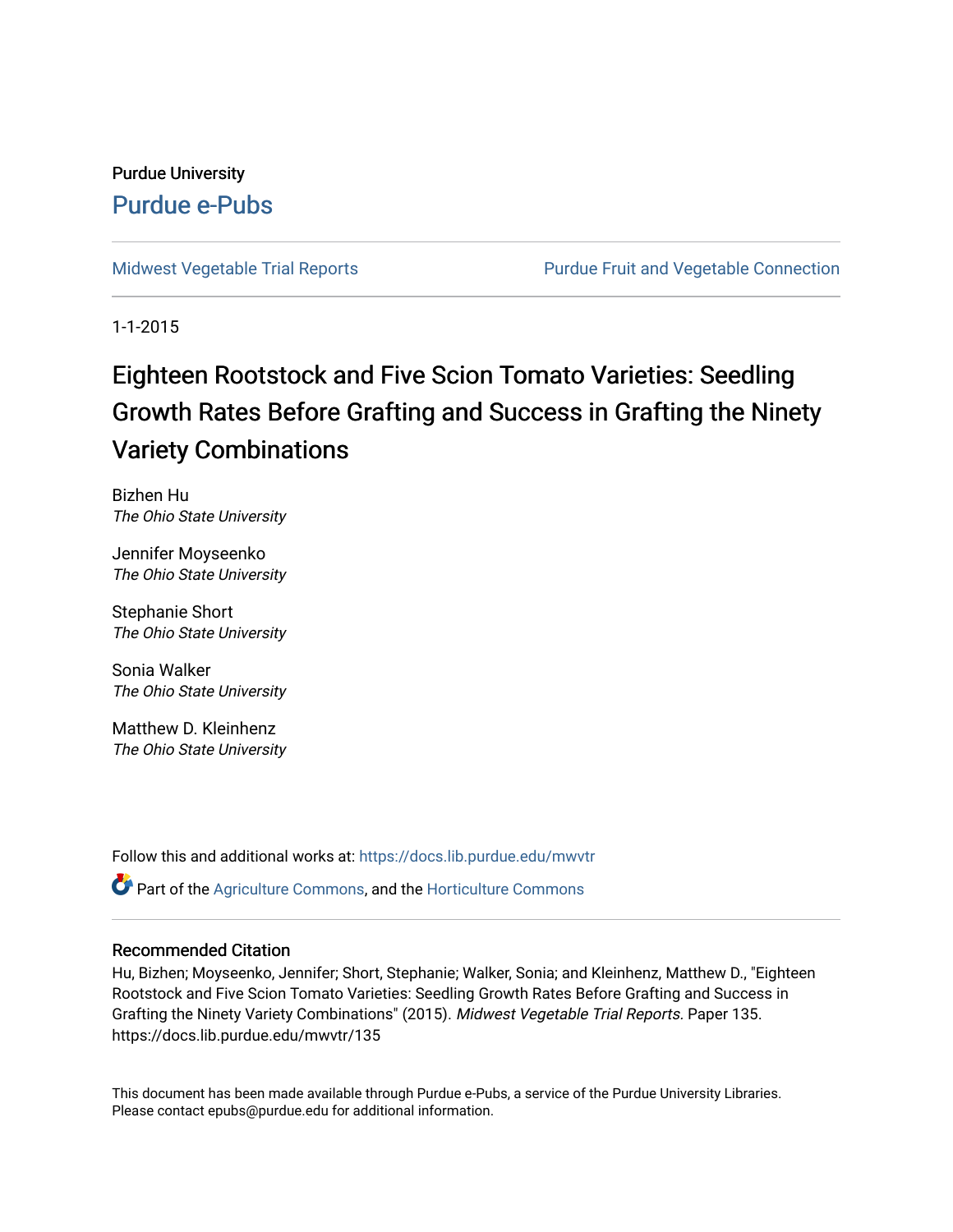Purdue University

# Purdue e-Pubs

Midwest Vegetable Trial Reports | Purdue Fruit and Vegetable Connection

1-1-2015

# Eighteen Rootstock and Five Scion Tomato Varieties: Seedling Growth Rates Before Grafting and Success in Grafting the Ninety Variety Combinations

Bizhen Hu
*The Ohio State University*

Jennifer Moyseenko
*The Ohio State University*

Stephanie Short
*The Ohio State University*

Sonia Walker
*The Ohio State University*

Matthew D. Kleinhenz
*The Ohio State University*

Follow this and additional works at: https://docs.lib.purdue.edu/mwvtr

Part of the Agriculture Commons, and the Horticulture Commons

## Recommended Citation

Hu, Bizhen; Moyseenko, Jennifer; Short, Stephanie; Walker, Sonia; and Kleinhenz, Matthew D., "Eighteen Rootstock and Five Scion Tomato Varieties: Seedling Growth Rates Before Grafting and Success in Grafting the Ninety Variety Combinations" (2015). *Midwest Vegetable Trial Reports.* Paper 135.
https://docs.lib.purdue.edu/mwvtr/135

This document has been made available through Purdue e-Pubs, a service of the Purdue University Libraries. Please contact epubs@purdue.edu for additional information.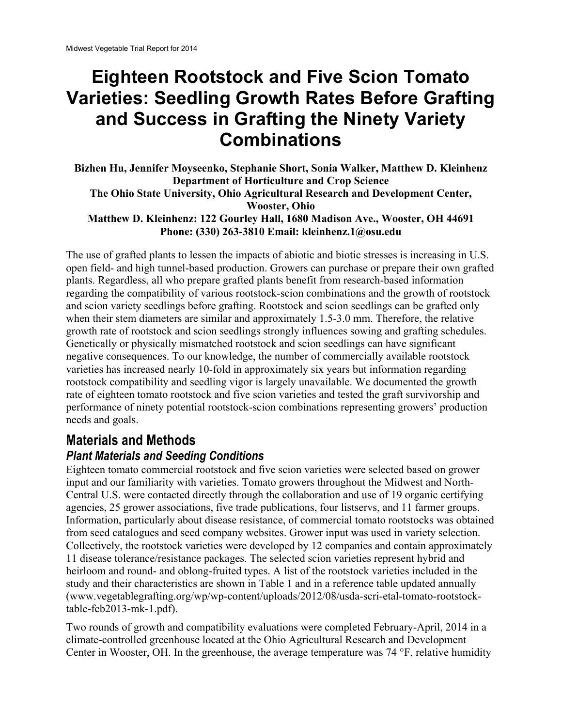# Eighteen Rootstock and Five Scion Tomato Varieties: Seedling Growth Rates Before Grafting and Success in Grafting the Ninety Variety Combinations

**Bizhen Hu, Jennifer Moyseenko, Stephanie Short, Sonia Walker, Matthew D. Kleinhenz**
**Department of Horticulture and Crop Science**
**The Ohio State University, Ohio Agricultural Research and Development Center, Wooster, Ohio**
**Matthew D. Kleinhenz: 122 Gourley Hall, 1680 Madison Ave., Wooster, OH 44691**
**Phone: (330) 263-3810 Email: kleinhenz.1@osu.edu**

The use of grafted plants to lessen the impacts of abiotic and biotic stresses is increasing in U.S. open field- and high tunnel-based production. Growers can purchase or prepare their own grafted plants. Regardless, all who prepare grafted plants benefit from research-based information regarding the compatibility of various rootstock-scion combinations and the growth of rootstock and scion variety seedlings before grafting. Rootstock and scion seedlings can be grafted only when their stem diameters are similar and approximately 1.5-3.0 mm. Therefore, the relative growth rate of rootstock and scion seedlings strongly influences sowing and grafting schedules. Genetically or physically mismatched rootstock and scion seedlings can have significant negative consequences. To our knowledge, the number of commercially available rootstock varieties has increased nearly 10-fold in approximately six years but information regarding rootstock compatibility and seedling vigor is largely unavailable. We documented the growth rate of eighteen tomato rootstock and five scion varieties and tested the graft survivorship and performance of ninety potential rootstock-scion combinations representing growers' production needs and goals.

## Materials and Methods

### *Plant Materials and Seeding Conditions*

Eighteen tomato commercial rootstock and five scion varieties were selected based on grower input and our familiarity with varieties. Tomato growers throughout the Midwest and North-Central U.S. were contacted directly through the collaboration and use of 19 organic certifying agencies, 25 grower associations, five trade publications, four listservs, and 11 farmer groups. Information, particularly about disease resistance, of commercial tomato rootstocks was obtained from seed catalogues and seed company websites. Grower input was used in variety selection. Collectively, the rootstock varieties were developed by 12 companies and contain approximately 11 disease tolerance/resistance packages. The selected scion varieties represent hybrid and heirloom and round- and oblong-fruited types. A list of the rootstock varieties included in the study and their characteristics are shown in Table 1 and in a reference table updated annually (www.vegetablegrafting.org/wp/wp-content/uploads/2012/08/usda-scri-etal-tomato-rootstock-table-feb2013-mk-1.pdf).

Two rounds of growth and compatibility evaluations were completed February-April, 2014 in a climate-controlled greenhouse located at the Ohio Agricultural Research and Development Center in Wooster, OH. In the greenhouse, the average temperature was 74 °F, relative humidity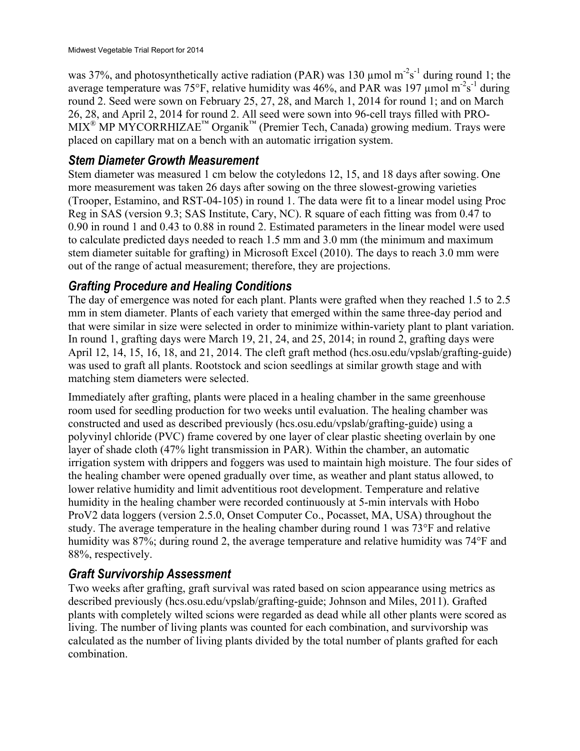was 37%, and photosynthetically active radiation (PAR) was 130 µmol $m^{-2}s^{-1}$ during round 1; the average temperature was 75°F, relative humidity was 46%, and PAR was 197 µmol $m^{-2}s^{-1}$ during round 2. Seed were sown on February 25, 27, 28, and March 1, 2014 for round 1; and on March 26, 28, and April 2, 2014 for round 2. All seed were sown into 96-cell trays filled with PRO-MIX® MP MYCORRHIZAE™ Organik™ (Premier Tech, Canada) growing medium. Trays were placed on capillary mat on a bench with an automatic irrigation system.

### *Stem Diameter Growth Measurement*

Stem diameter was measured 1 cm below the cotyledons 12, 15, and 18 days after sowing. One more measurement was taken 26 days after sowing on the three slowest-growing varieties (Trooper, Estamino, and RST-04-105) in round 1. The data were fit to a linear model using Proc Reg in SAS (version 9.3; SAS Institute, Cary, NC). R square of each fitting was from 0.47 to 0.90 in round 1 and 0.43 to 0.88 in round 2. Estimated parameters in the linear model were used to calculate predicted days needed to reach 1.5 mm and 3.0 mm (the minimum and maximum stem diameter suitable for grafting) in Microsoft Excel (2010). The days to reach 3.0 mm were out of the range of actual measurement; therefore, they are projections.

### *Grafting Procedure and Healing Conditions*

The day of emergence was noted for each plant. Plants were grafted when they reached 1.5 to 2.5 mm in stem diameter. Plants of each variety that emerged within the same three-day period and that were similar in size were selected in order to minimize within-variety plant to plant variation. In round 1, grafting days were March 19, 21, 24, and 25, 2014; in round 2, grafting days were April 12, 14, 15, 16, 18, and 21, 2014. The cleft graft method (hcs.osu.edu/vpslab/grafting-guide) was used to graft all plants. Rootstock and scion seedlings at similar growth stage and with matching stem diameters were selected.

Immediately after grafting, plants were placed in a healing chamber in the same greenhouse room used for seedling production for two weeks until evaluation. The healing chamber was constructed and used as described previously (hcs.osu.edu/vpslab/grafting-guide) using a polyvinyl chloride (PVC) frame covered by one layer of clear plastic sheeting overlain by one layer of shade cloth (47% light transmission in PAR). Within the chamber, an automatic irrigation system with drippers and foggers was used to maintain high moisture. The four sides of the healing chamber were opened gradually over time, as weather and plant status allowed, to lower relative humidity and limit adventitious root development. Temperature and relative humidity in the healing chamber were recorded continuously at 5-min intervals with Hobo ProV2 data loggers (version 2.5.0, Onset Computer Co., Pocasset, MA, USA) throughout the study. The average temperature in the healing chamber during round 1 was 73°F and relative humidity was 87%; during round 2, the average temperature and relative humidity was 74°F and 88%, respectively.

### *Graft Survivorship Assessment*

Two weeks after grafting, graft survival was rated based on scion appearance using metrics as described previously (hcs.osu.edu/vpslab/grafting-guide; Johnson and Miles, 2011). Grafted plants with completely wilted scions were regarded as dead while all other plants were scored as living. The number of living plants was counted for each combination, and survivorship was calculated as the number of living plants divided by the total number of plants grafted for each combination.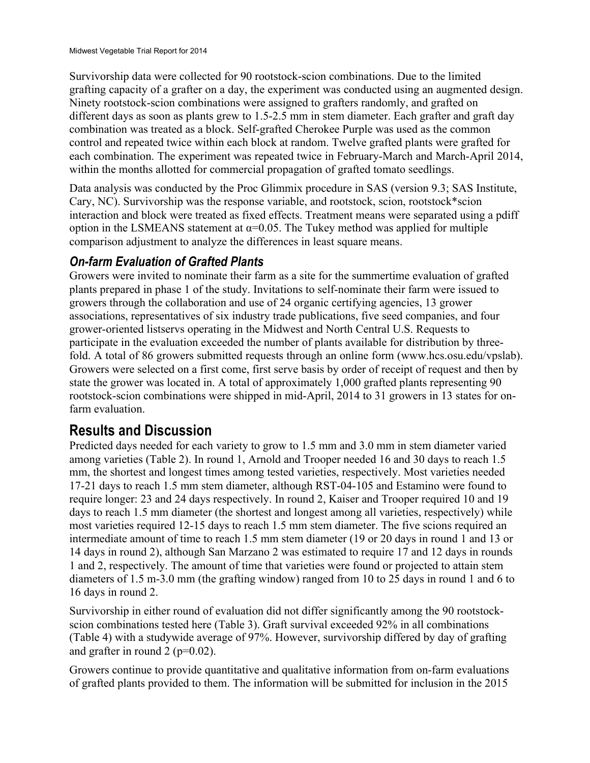Survivorship data were collected for 90 rootstock-scion combinations. Due to the limited grafting capacity of a grafter on a day, the experiment was conducted using an augmented design. Ninety rootstock-scion combinations were assigned to grafters randomly, and grafted on different days as soon as plants grew to 1.5-2.5 mm in stem diameter. Each grafter and graft day combination was treated as a block. Self-grafted Cherokee Purple was used as the common control and repeated twice within each block at random. Twelve grafted plants were grafted for each combination. The experiment was repeated twice in February-March and March-April 2014, within the months allotted for commercial propagation of grafted tomato seedlings.

Data analysis was conducted by the Proc Glimmix procedure in SAS (version 9.3; SAS Institute, Cary, NC). Survivorship was the response variable, and rootstock, scion, rootstock*scion interaction and block were treated as fixed effects. Treatment means were separated using a pdiff option in the LSMEANS statement at $\alpha=0.05$. The Tukey method was applied for multiple comparison adjustment to analyze the differences in least square means.

### *On-farm Evaluation of Grafted Plants*

Growers were invited to nominate their farm as a site for the summertime evaluation of grafted plants prepared in phase 1 of the study. Invitations to self-nominate their farm were issued to growers through the collaboration and use of 24 organic certifying agencies, 13 grower associations, representatives of six industry trade publications, five seed companies, and four grower-oriented listservs operating in the Midwest and North Central U.S. Requests to participate in the evaluation exceeded the number of plants available for distribution by three-fold. A total of 86 growers submitted requests through an online form (www.hcs.osu.edu/vpslab). Growers were selected on a first come, first serve basis by order of receipt of request and then by state the grower was located in. A total of approximately 1,000 grafted plants representing 90 rootstock-scion combinations were shipped in mid-April, 2014 to 31 growers in 13 states for on-farm evaluation.

## Results and Discussion

Predicted days needed for each variety to grow to 1.5 mm and 3.0 mm in stem diameter varied among varieties (Table 2). In round 1, Arnold and Trooper needed 16 and 30 days to reach 1.5 mm, the shortest and longest times among tested varieties, respectively. Most varieties needed 17-21 days to reach 1.5 mm stem diameter, although RST-04-105 and Estamino were found to require longer: 23 and 24 days respectively. In round 2, Kaiser and Trooper required 10 and 19 days to reach 1.5 mm diameter (the shortest and longest among all varieties, respectively) while most varieties required 12-15 days to reach 1.5 mm stem diameter. The five scions required an intermediate amount of time to reach 1.5 mm stem diameter (19 or 20 days in round 1 and 13 or 14 days in round 2), although San Marzano 2 was estimated to require 17 and 12 days in rounds 1 and 2, respectively. The amount of time that varieties were found or projected to attain stem diameters of 1.5 m-3.0 mm (the grafting window) ranged from 10 to 25 days in round 1 and 6 to 16 days in round 2.

Survivorship in either round of evaluation did not differ significantly among the 90 rootstock-scion combinations tested here (Table 3). Graft survival exceeded 92% in all combinations (Table 4) with a studywide average of 97%. However, survivorship differed by day of grafting and grafter in round 2 ($p=0.02$).

Growers continue to provide quantitative and qualitative information from on-farm evaluations of grafted plants provided to them. The information will be submitted for inclusion in the 2015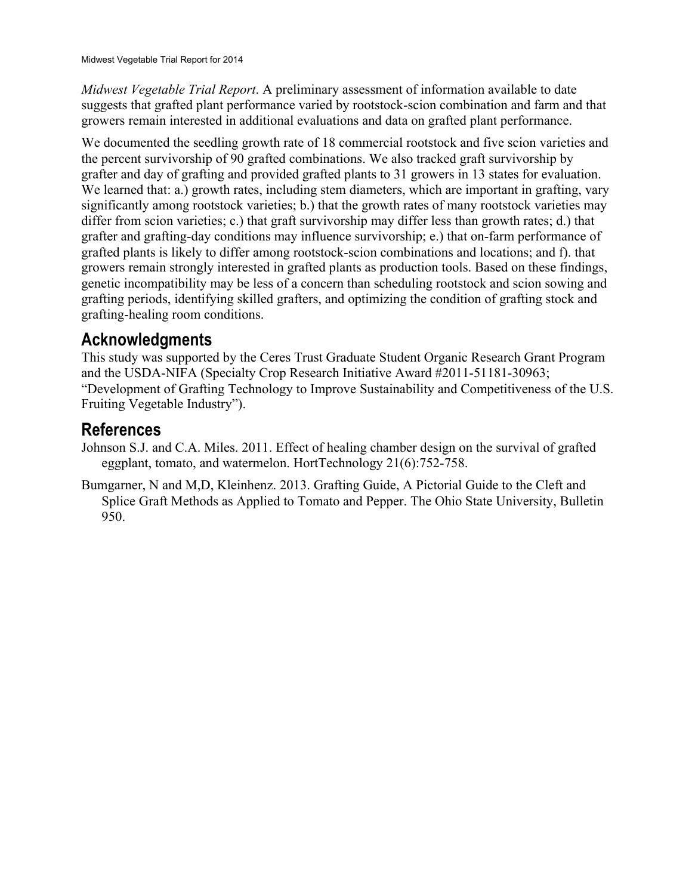*Midwest Vegetable Trial Report*. A preliminary assessment of information available to date suggests that grafted plant performance varied by rootstock-scion combination and farm and that growers remain interested in additional evaluations and data on grafted plant performance.

We documented the seedling growth rate of 18 commercial rootstock and five scion varieties and the percent survivorship of 90 grafted combinations. We also tracked graft survivorship by grafter and day of grafting and provided grafted plants to 31 growers in 13 states for evaluation. We learned that: a.) growth rates, including stem diameters, which are important in grafting, vary significantly among rootstock varieties; b.) that the growth rates of many rootstock varieties may differ from scion varieties; c.) that graft survivorship may differ less than growth rates; d.) that grafter and grafting-day conditions may influence survivorship; e.) that on-farm performance of grafted plants is likely to differ among rootstock-scion combinations and locations; and f). that growers remain strongly interested in grafted plants as production tools. Based on these findings, genetic incompatibility may be less of a concern than scheduling rootstock and scion sowing and grafting periods, identifying skilled grafters, and optimizing the condition of grafting stock and grafting-healing room conditions.

## Acknowledgments

This study was supported by the Ceres Trust Graduate Student Organic Research Grant Program and the USDA-NIFA (Specialty Crop Research Initiative Award #2011-51181-30963; “Development of Grafting Technology to Improve Sustainability and Competitiveness of the U.S. Fruiting Vegetable Industry”).

## References

Johnson S.J. and C.A. Miles. 2011. Effect of healing chamber design on the survival of grafted eggplant, tomato, and watermelon. HortTechnology 21(6):752-758.

Bumgarner, N and M,D, Kleinhenz. 2013. Grafting Guide, A Pictorial Guide to the Cleft and Splice Graft Methods as Applied to Tomato and Pepper. The Ohio State University, Bulletin 950.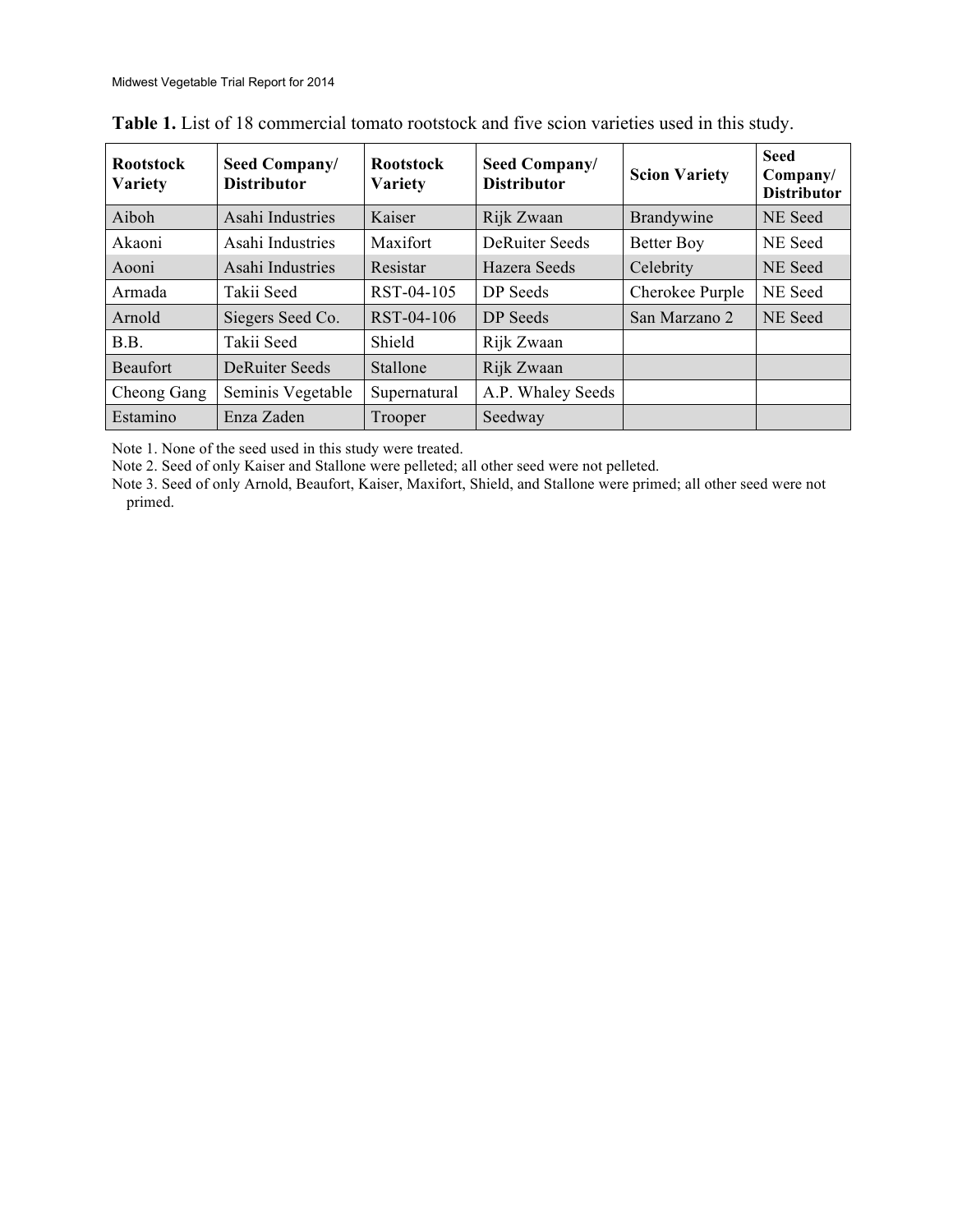**Table 1.** List of 18 commercial tomato rootstock and five scion varieties used in this study.

| Rootstock Variety | Seed Company/ Distributor | Rootstock Variety | Seed Company/ Distributor | Scion Variety | Seed Company/ Distributor |
|---|---|---|---|---|---|
| Aiboh | Asahi Industries | Kaiser | Rijk Zwaan | Brandywine | NE Seed |
| Akaoni | Asahi Industries | Maxifort | DeRuiter Seeds | Better Boy | NE Seed |
| Aooni | Asahi Industries | Resistar | Hazera Seeds | Celebrity | NE Seed |
| Armada | Takii Seed | RST-04-105 | DP Seeds | Cherokee Purple | NE Seed |
| Arnold | Siegers Seed Co. | RST-04-106 | DP Seeds | San Marzano 2 | NE Seed |
| B.B. | Takii Seed | Shield | Rijk Zwaan | | |
| Beaufort | DeRuiter Seeds | Stallone | Rijk Zwaan | | |
| Cheong Gang | Seminis Vegetable | Supernatural | A.P. Whaley Seeds | | |
| Estamino | Enza Zaden | Trooper | Seedway | | |

Note 1. None of the seed used in this study were treated.

Note 2. Seed of only Kaiser and Stallone were pelleted; all other seed were not pelleted.

Note 3. Seed of only Arnold, Beaufort, Kaiser, Maxifort, Shield, and Stallone were primed; all other seed were not primed.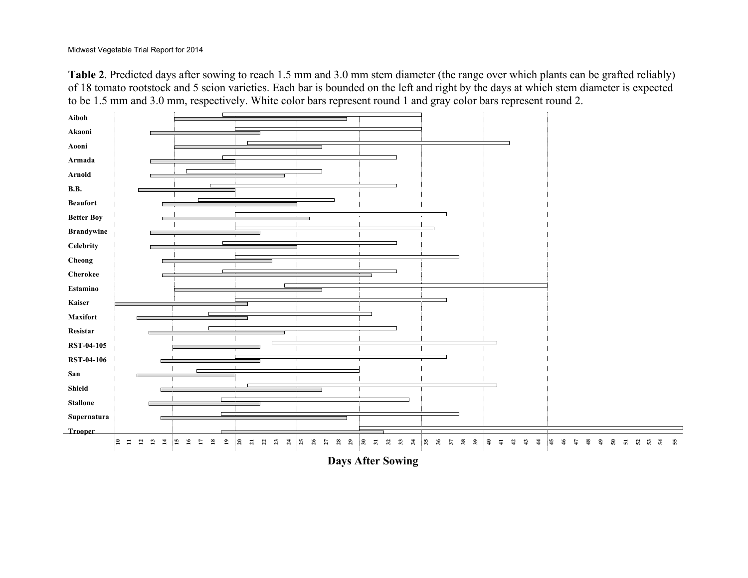**Table 2**. Predicted days after sowing to reach 1.5 mm and 3.0 mm stem diameter (the range over which plants can be grafted reliably) of 18 tomato rootstock and 5 scion varieties. Each bar is bounded on the left and right by the days at which stem diameter is expected to be 1.5 mm and 3.0 mm, respectively. White color bars represent round 1 and gray color bars represent round 2.

**Aiboh**
**Akaoni**
**Aooni**
**Armada**
**Arnold**
**B.B.**
**Beaufort**
**Better Boy**
**Brandywine**
**Celebrity**
**Cheong**
**Cherokee**
**Estamino**
**Kaiser**
**Maxifort**
**Resistar**
**RST-04-105**
**RST-04-106**
**San**
**Shield**
**Stallone**
**Supernatura**
**Trooper**

10 11 12 13 14 15 16 17 18 19 20 21 22 23 24 25 26 27 28 29 30 31 32 33 34 35 36 37 38 39 40 41 42 43 44 45 46 47 48 49 50 51 52 53 54 55

**Days After Sowing**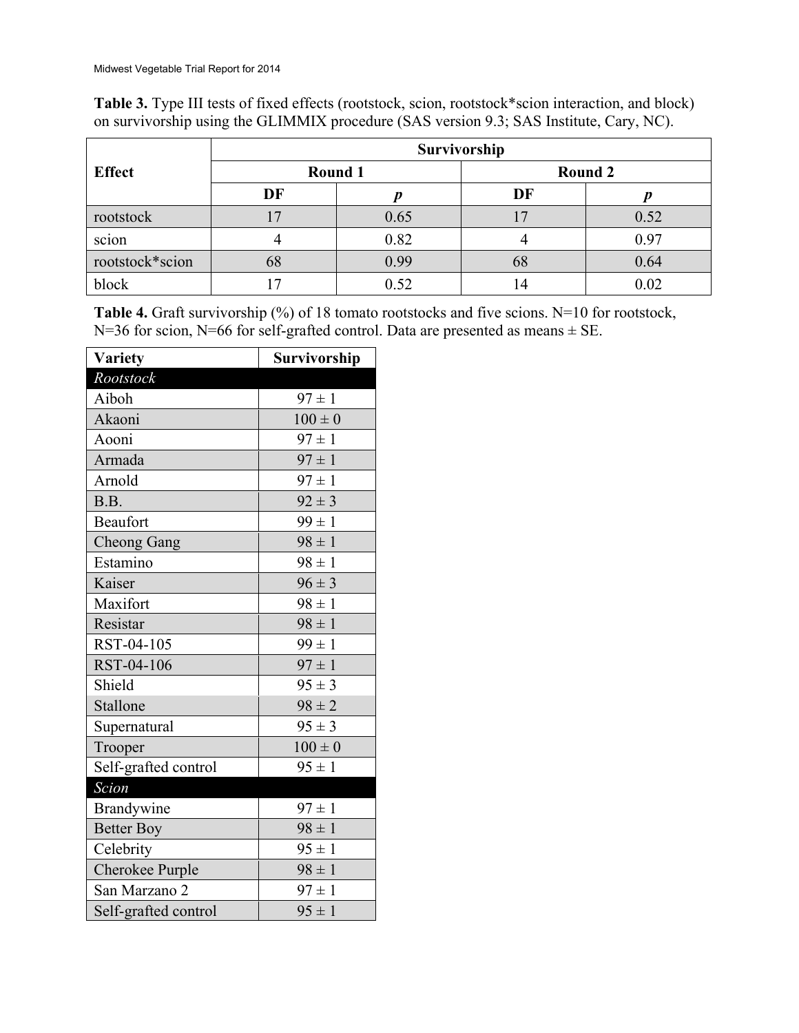**Table 3.** Type III tests of fixed effects (rootstock, scion, rootstock*scion interaction, and block) on survivorship using the GLIMMIX procedure (SAS version 9.3; SAS Institute, Cary, NC).

| Effect | Survivorship | | | |
|---|---|---|---|---|
| | Round 1 | | Round 2 | |
| | DF | *p* | DF | *p* |
| rootstock | 17 | 0.65 | 17 | 0.52 |
| scion | 4 | 0.82 | 4 | 0.97 |
| rootstock*scion | 68 | 0.99 | 68 | 0.64 |
| block | 17 | 0.52 | 14 | 0.02 |

**Table 4.** Graft survivorship (%) of 18 tomato rootstocks and five scions. N=10 for rootstock, N=36 for scion, N=66 for self-grafted control. Data are presented as means ± SE.

| Variety | Survivorship |
|---|---|
| *Rootstock* | |
| Aiboh | 97 ± 1 |
| Akaoni | 100 ± 0 |
| Aooni | 97 ± 1 |
| Armada | 97 ± 1 |
| Arnold | 97 ± 1 |
| B.B. | 92 ± 3 |
| Beaufort | 99 ± 1 |
| Cheong Gang | 98 ± 1 |
| Estamino | 98 ± 1 |
| Kaiser | 96 ± 3 |
| Maxifort | 98 ± 1 |
| Resistar | 98 ± 1 |
| RST-04-105 | 99 ± 1 |
| RST-04-106 | 97 ± 1 |
| Shield | 95 ± 3 |
| Stallone | 98 ± 2 |
| Supernatural | 95 ± 3 |
| Trooper | 100 ± 0 |
| Self-grafted control | 95 ± 1 |
| *Scion* | |
| Brandywine | 97 ± 1 |
| Better Boy | 98 ± 1 |
| Celebrity | 95 ± 1 |
| Cherokee Purple | 98 ± 1 |
| San Marzano 2 | 97 ± 1 |
| Self-grafted control | 95 ± 1 |